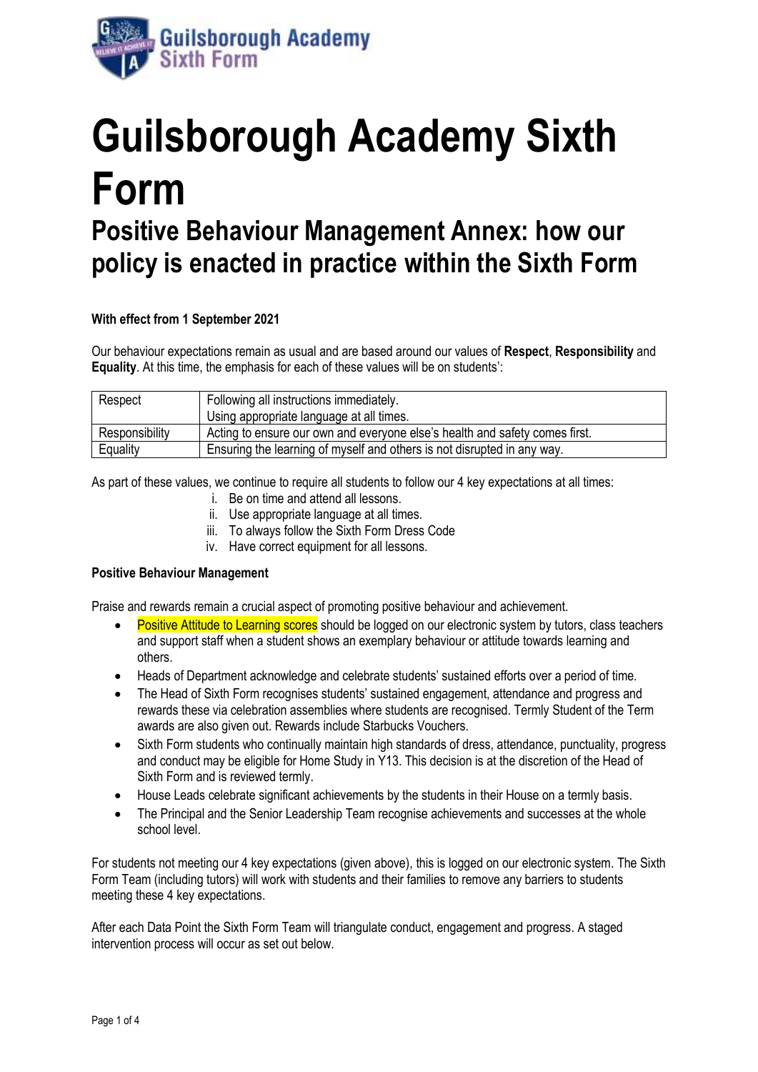# Guilsborough Academy Sixth Form

## Positive Behaviour Management Annex: how our policy is enacted in practice within the Sixth Form

**With effect from 1 September 2021**

Our behaviour expectations remain as usual and are based around our values of **Respect**, **Responsibility** and **Equality**. At this time, the emphasis for each of these values will be on students':

| | |
|---|---|
| Respect | Following all instructions immediately. Using appropriate language at all times. |
| Responsibility | Acting to ensure our own and everyone else's health and safety comes first. |
| Equality | Ensuring the learning of myself and others is not disrupted in any way. |

As part of these values, we continue to require all students to follow our 4 key expectations at all times:

i. Be on time and attend all lessons.
ii. Use appropriate language at all times.
iii. To always follow the Sixth Form Dress Code
iv. Have correct equipment for all lessons.

**Positive Behaviour Management**

Praise and rewards remain a crucial aspect of promoting positive behaviour and achievement.

- Positive Attitude to Learning scores should be logged on our electronic system by tutors, class teachers and support staff when a student shows an exemplary behaviour or attitude towards learning and others.
- Heads of Department acknowledge and celebrate students' sustained efforts over a period of time.
- The Head of Sixth Form recognises students' sustained engagement, attendance and progress and rewards these via celebration assemblies where students are recognised. Termly Student of the Term awards are also given out. Rewards include Starbucks Vouchers.
- Sixth Form students who continually maintain high standards of dress, attendance, punctuality, progress and conduct may be eligible for Home Study in Y13. This decision is at the discretion of the Head of Sixth Form and is reviewed termly.
- House Leads celebrate significant achievements by the students in their House on a termly basis.
- The Principal and the Senior Leadership Team recognise achievements and successes at the whole school level.

For students not meeting our 4 key expectations (given above), this is logged on our electronic system. The Sixth Form Team (including tutors) will work with students and their families to remove any barriers to students meeting these 4 key expectations.

After each Data Point the Sixth Form Team will triangulate conduct, engagement and progress. A staged intervention process will occur as set out below.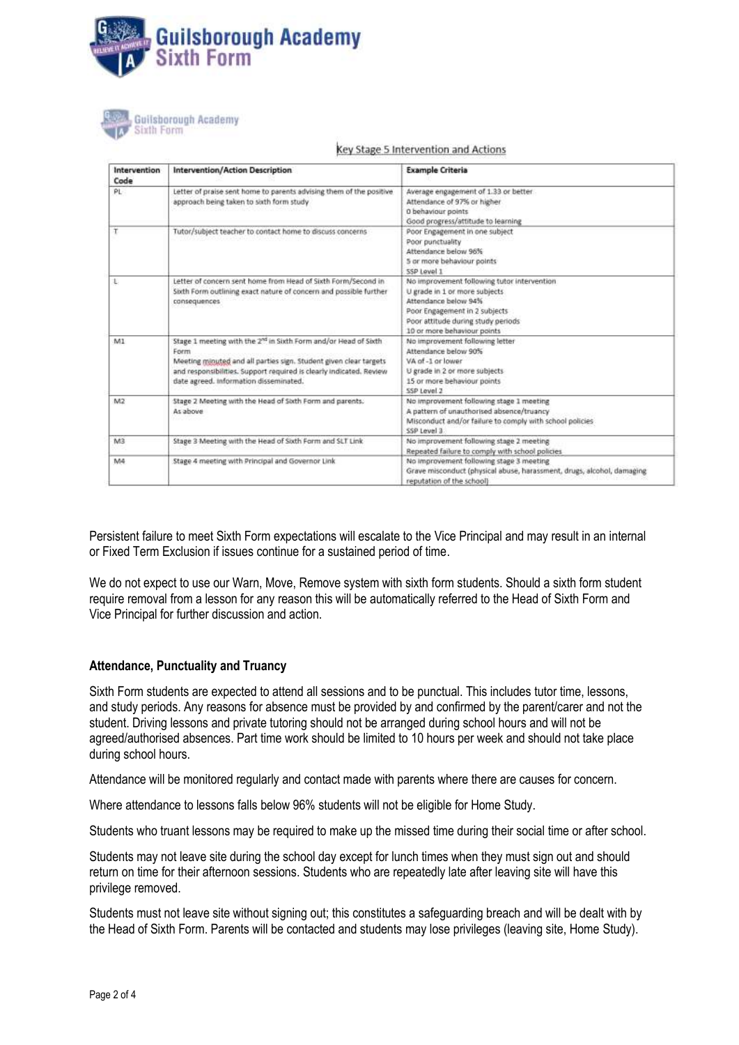Key Stage 5 Intervention and Actions

| Intervention Code | Intervention/Action Description | Example Criteria |
| --- | --- | --- |
| PL | Letter of praise sent home to parents advising them of the positive approach being taken to sixth form study | Average engagement of 1.33 or better<br>Attendance of 97% or higher<br>0 behaviour points<br>Good progress/attitude to learning |
| T | Tutor/subject teacher to contact home to discuss concerns | Poor Engagement in one subject<br>Poor punctuality<br>Attendance below 96%<br>5 or more behaviour points<br>SSP Level 1 |
| L | Letter of concern sent home from Head of Sixth Form/Second in Sixth Form outlining exact nature of concern and possible further consequences | No improvement following tutor intervention<br>U grade in 1 or more subjects<br>Attendance below 94%<br>Poor Engagement in 2 subjects<br>Poor attitude during study periods<br>10 or more behaviour points |
| M1 | Stage 1 meeting with the 2nd in Sixth Form and/or Head of Sixth Form<br>Meeting minuted and all parties sign. Student given clear targets and responsibilities. Support required is clearly indicated. Review date agreed. Information disseminated. | No improvement following letter<br>Attendance below 90%<br>VA of -1 or lower<br>U grade in 2 or more subjects<br>15 or more behaviour points<br>SSP Level 2 |
| M2 | Stage 2 Meeting with the Head of Sixth Form and parents.<br>As above | No improvement following stage 1 meeting<br>A pattern of unauthorised absence/truancy<br>Misconduct and/or failure to comply with school policies<br>SSP Level 3 |
| M3 | Stage 3 Meeting with the Head of Sixth Form and SLT Link | No improvement following stage 2 meeting<br>Repeated failure to comply with school policies |
| M4 | Stage 4 meeting with Principal and Governor Link | No improvement following stage 3 meeting<br>Grave misconduct (physical abuse, harassment, drugs, alcohol, damaging reputation of the school) |

Persistent failure to meet Sixth Form expectations will escalate to the Vice Principal and may result in an internal or Fixed Term Exclusion if issues continue for a sustained period of time.

We do not expect to use our Warn, Move, Remove system with sixth form students. Should a sixth form student require removal from a lesson for any reason this will be automatically referred to the Head of Sixth Form and Vice Principal for further discussion and action.

**Attendance, Punctuality and Truancy**

Sixth Form students are expected to attend all sessions and to be punctual. This includes tutor time, lessons, and study periods. Any reasons for absence must be provided by and confirmed by the parent/carer and not the student. Driving lessons and private tutoring should not be arranged during school hours and will not be agreed/authorised absences. Part time work should be limited to 10 hours per week and should not take place during school hours.

Attendance will be monitored regularly and contact made with parents where there are causes for concern.

Where attendance to lessons falls below 96% students will not be eligible for Home Study.

Students who truant lessons may be required to make up the missed time during their social time or after school.

Students may not leave site during the school day except for lunch times when they must sign out and should return on time for their afternoon sessions. Students who are repeatedly late after leaving site will have this privilege removed.

Students must not leave site without signing out; this constitutes a safeguarding breach and will be dealt with by the Head of Sixth Form. Parents will be contacted and students may lose privileges (leaving site, Home Study).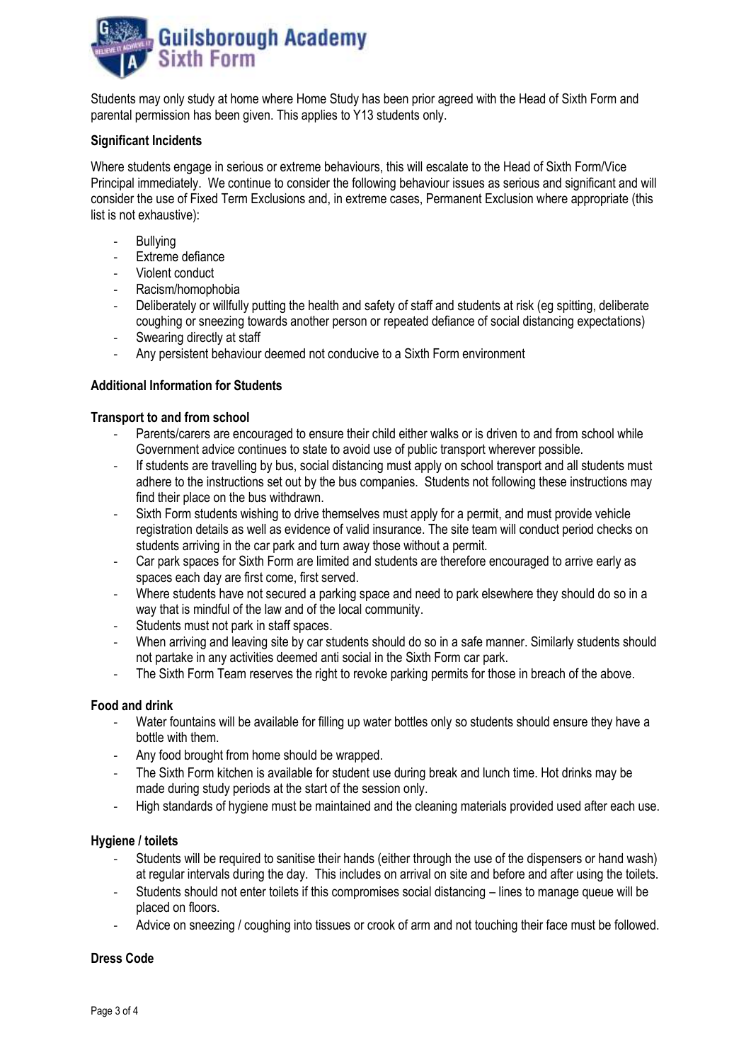Students may only study at home where Home Study has been prior agreed with the Head of Sixth Form and parental permission has been given. This applies to Y13 students only.

**Significant Incidents**

Where students engage in serious or extreme behaviours, this will escalate to the Head of Sixth Form/Vice Principal immediately. We continue to consider the following behaviour issues as serious and significant and will consider the use of Fixed Term Exclusions and, in extreme cases, Permanent Exclusion where appropriate (this list is not exhaustive):

- Bullying
- Extreme defiance
- Violent conduct
- Racism/homophobia
- Deliberately or willfully putting the health and safety of staff and students at risk (eg spitting, deliberate coughing or sneezing towards another person or repeated defiance of social distancing expectations)
- Swearing directly at staff
- Any persistent behaviour deemed not conducive to a Sixth Form environment

**Additional Information for Students**

**Transport to and from school**

- Parents/carers are encouraged to ensure their child either walks or is driven to and from school while Government advice continues to state to avoid use of public transport wherever possible.
- If students are travelling by bus, social distancing must apply on school transport and all students must adhere to the instructions set out by the bus companies. Students not following these instructions may find their place on the bus withdrawn.
- Sixth Form students wishing to drive themselves must apply for a permit, and must provide vehicle registration details as well as evidence of valid insurance. The site team will conduct period checks on students arriving in the car park and turn away those without a permit.
- Car park spaces for Sixth Form are limited and students are therefore encouraged to arrive early as spaces each day are first come, first served.
- Where students have not secured a parking space and need to park elsewhere they should do so in a way that is mindful of the law and of the local community.
- Students must not park in staff spaces.
- When arriving and leaving site by car students should do so in a safe manner. Similarly students should not partake in any activities deemed anti social in the Sixth Form car park.
- The Sixth Form Team reserves the right to revoke parking permits for those in breach of the above.

**Food and drink**

- Water fountains will be available for filling up water bottles only so students should ensure they have a bottle with them.
- Any food brought from home should be wrapped.
- The Sixth Form kitchen is available for student use during break and lunch time. Hot drinks may be made during study periods at the start of the session only.
- High standards of hygiene must be maintained and the cleaning materials provided used after each use.

**Hygiene / toilets**

- Students will be required to sanitise their hands (either through the use of the dispensers or hand wash) at regular intervals during the day. This includes on arrival on site and before and after using the toilets.
- Students should not enter toilets if this compromises social distancing – lines to manage queue will be placed on floors.
- Advice on sneezing / coughing into tissues or crook of arm and not touching their face must be followed.

**Dress Code**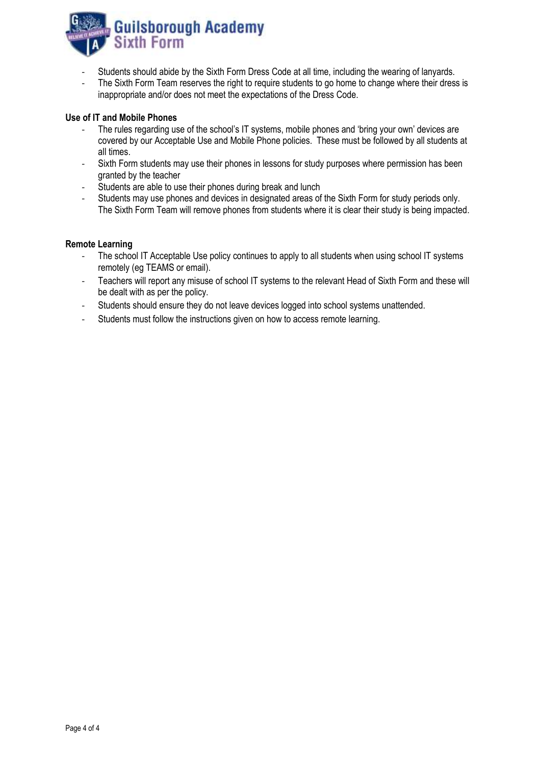- Students should abide by the Sixth Form Dress Code at all time, including the wearing of lanyards.
- The Sixth Form Team reserves the right to require students to go home to change where their dress is inappropriate and/or does not meet the expectations of the Dress Code.

**Use of IT and Mobile Phones**

- The rules regarding use of the school's IT systems, mobile phones and 'bring your own' devices are covered by our Acceptable Use and Mobile Phone policies. These must be followed by all students at all times.
- Sixth Form students may use their phones in lessons for study purposes where permission has been granted by the teacher
- Students are able to use their phones during break and lunch
- Students may use phones and devices in designated areas of the Sixth Form for study periods only. The Sixth Form Team will remove phones from students where it is clear their study is being impacted.

**Remote Learning**

- The school IT Acceptable Use policy continues to apply to all students when using school IT systems remotely (eg TEAMS or email).
- Teachers will report any misuse of school IT systems to the relevant Head of Sixth Form and these will be dealt with as per the policy.
- Students should ensure they do not leave devices logged into school systems unattended.
- Students must follow the instructions given on how to access remote learning.